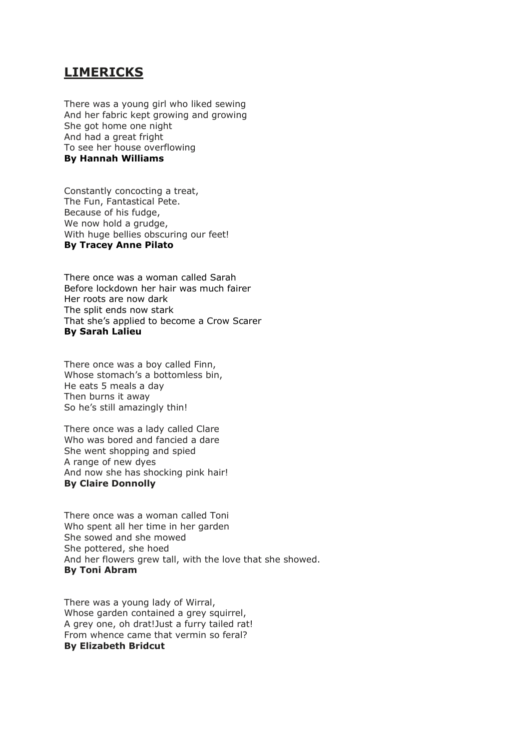# LIMERICKS

There was a young girl who liked sewing
And her fabric kept growing and growing
She got home one night
And had a great fright
To see her house overflowing
**By Hannah Williams**

Constantly concocting a treat,
The Fun, Fantastical Pete.
Because of his fudge,
We now hold a grudge,
With huge bellies obscuring our feet!
**By Tracey Anne Pilato**

There once was a woman called Sarah
Before lockdown her hair was much fairer
Her roots are now dark
The split ends now stark
That she's applied to become a Crow Scarer
**By Sarah Lalieu**

There once was a boy called Finn,
Whose stomach's a bottomless bin,
He eats 5 meals a day
Then burns it away
So he's still amazingly thin!

There once was a lady called Clare
Who was bored and fancied a dare
She went shopping and spied
A range of new dyes
And now she has shocking pink hair!
**By Claire Donnolly**

There once was a woman called Toni
Who spent all her time in her garden
She sowed and she mowed
She pottered, she hoed
And her flowers grew tall, with the love that she showed.
**By Toni Abram**

There was a young lady of Wirral,
Whose garden contained a grey squirrel,
A grey one, oh drat!Just a furry tailed rat!
From whence came that vermin so feral?
**By Elizabeth Bridcut**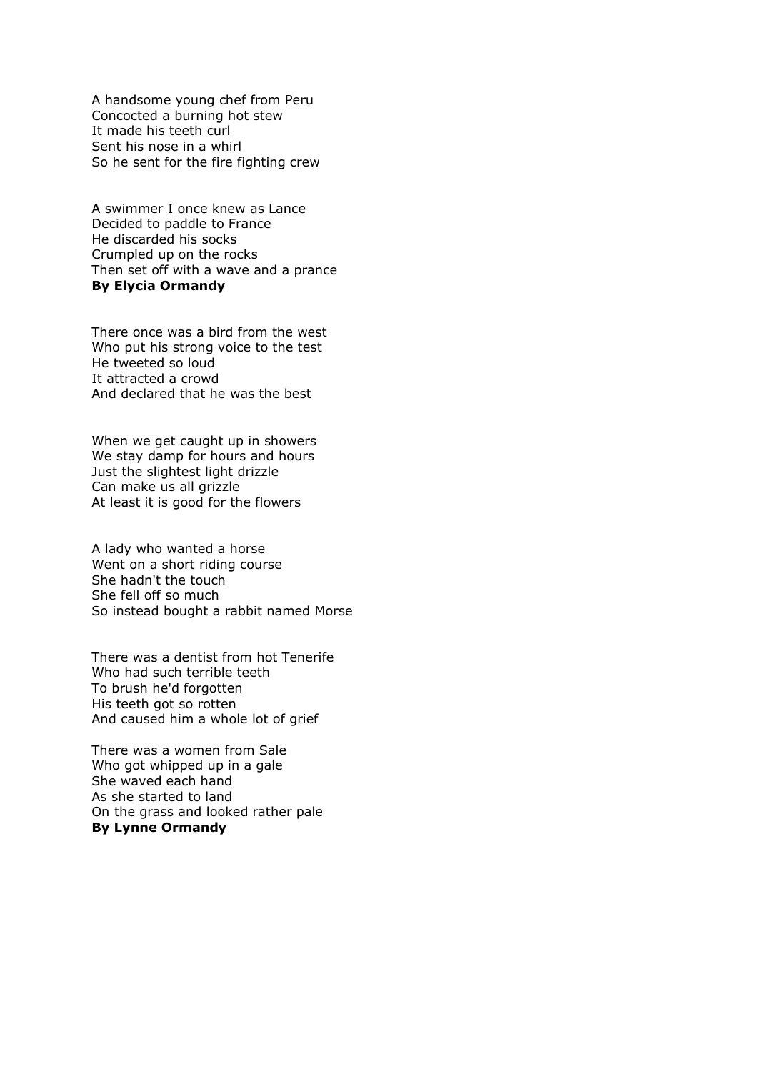A handsome young chef from Peru
Concocted a burning hot stew
It made his teeth curl
Sent his nose in a whirl
So he sent for the fire fighting crew

A swimmer I once knew as Lance
Decided to paddle to France
He discarded his socks
Crumpled up on the rocks
Then set off with a wave and a prance
**By Elycia Ormandy**

There once was a bird from the west
Who put his strong voice to the test
He tweeted so loud
It attracted a crowd
And declared that he was the best

When we get caught up in showers
We stay damp for hours and hours
Just the slightest light drizzle
Can make us all grizzle
At least it is good for the flowers

A lady who wanted a horse
Went on a short riding course
She hadn't the touch
She fell off so much
So instead bought a rabbit named Morse

There was a dentist from hot Tenerife
Who had such terrible teeth
To brush he'd forgotten
His teeth got so rotten
And caused him a whole lot of grief

There was a women from Sale
Who got whipped up in a gale
She waved each hand
As she started to land
On the grass and looked rather pale
**By Lynne Ormandy**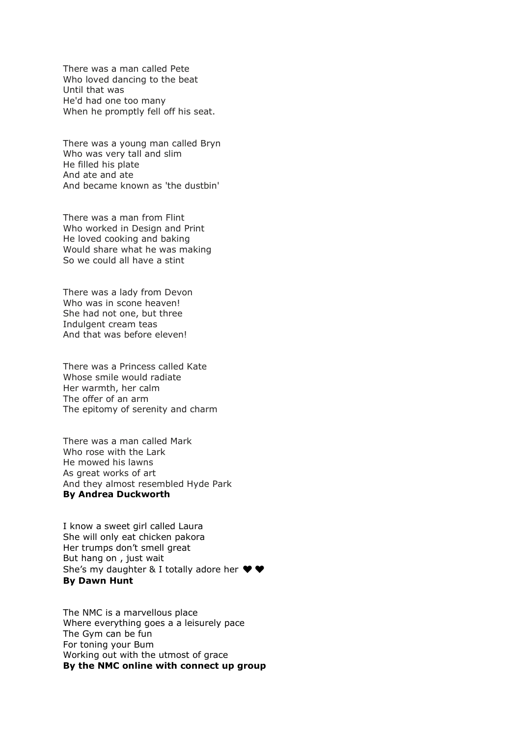There was a man called Pete
Who loved dancing to the beat
Until that was
He'd had one too many
When he promptly fell off his seat.

There was a young man called Bryn
Who was very tall and slim
He filled his plate
And ate and ate
And became known as 'the dustbin'

There was a man from Flint
Who worked in Design and Print
He loved cooking and baking
Would share what he was making
So we could all have a stint

There was a lady from Devon
Who was in scone heaven!
She had not one, but three
Indulgent cream teas
And that was before eleven!

There was a Princess called Kate
Whose smile would radiate
Her warmth, her calm
The offer of an arm
The epitomy of serenity and charm

There was a man called Mark
Who rose with the Lark
He mowed his lawns
As great works of art
And they almost resembled Hyde Park
**By Andrea Duckworth**

I know a sweet girl called Laura
She will only eat chicken pakora
Her trumps don't smell great
But hang on , just wait
She's my daughter & I totally adore her ❤ ❤
**By Dawn Hunt**

The NMC is a marvellous place
Where everything goes a a leisurely pace
The Gym can be fun
For toning your Bum
Working out with the utmost of grace
**By the NMC online with connect up group**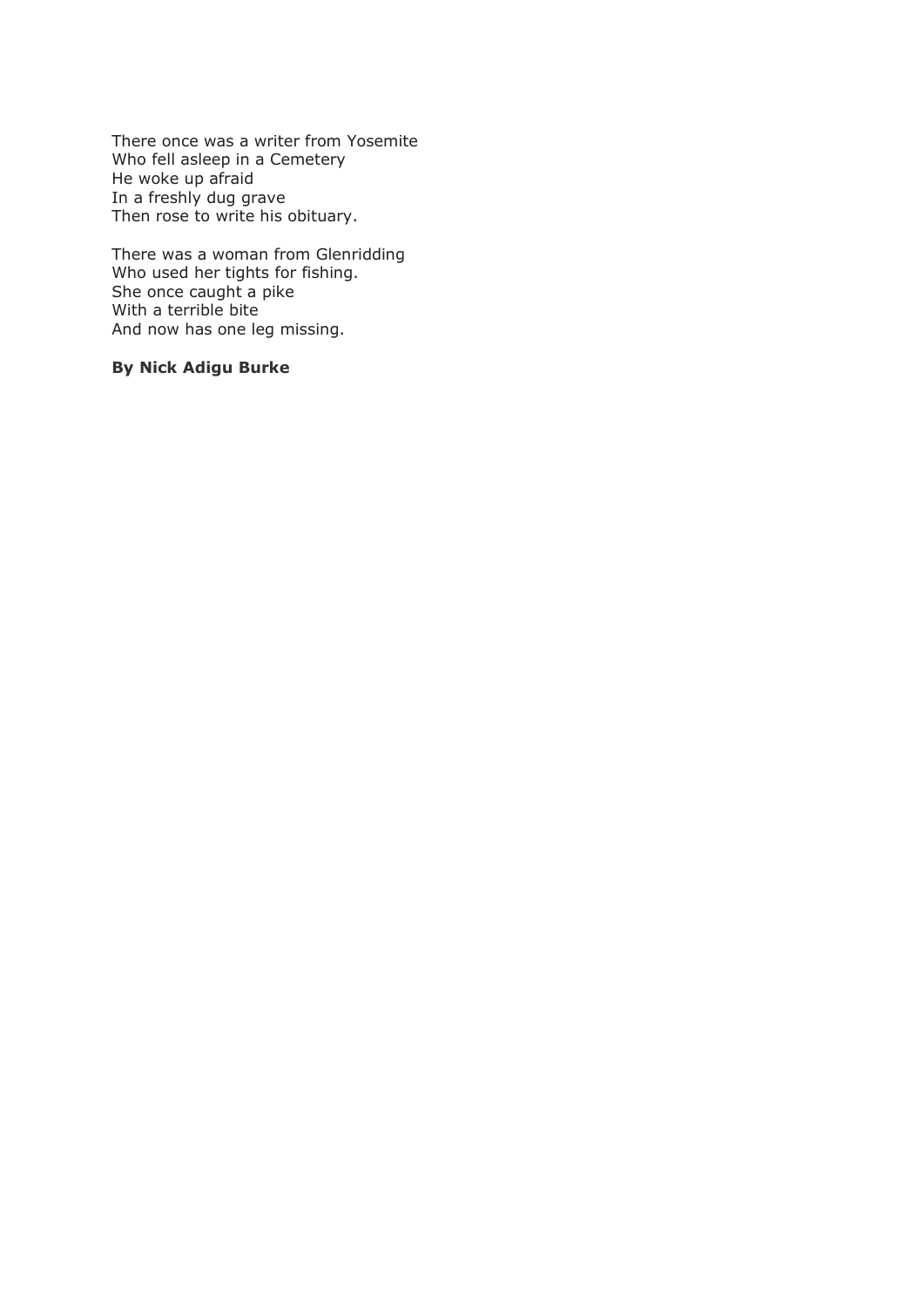There once was a writer from Yosemite  
Who fell asleep in a Cemetery  
He woke up afraid  
In a freshly dug grave  
Then rose to write his obituary.

There was a woman from Glenridding  
Who used her tights for fishing.  
She once caught a pike  
With a terrible bite  
And now has one leg missing.

**By Nick Adigu Burke**